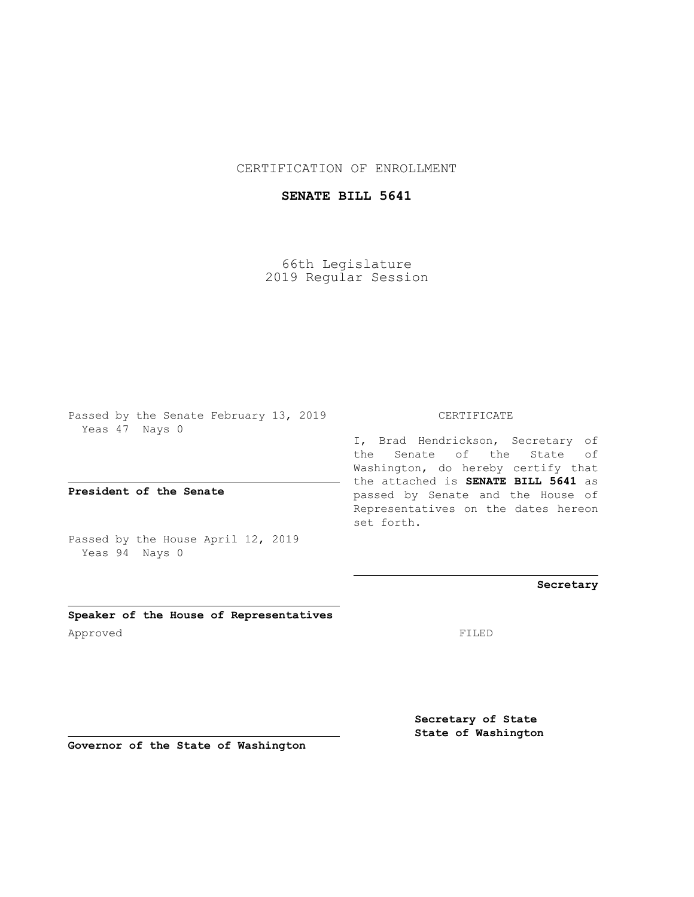CERTIFICATION OF ENROLLMENT

**SENATE BILL 5641**

66th Legislature
2019 Regular Session

Passed by the Senate February 13, 2019
Yeas 47 Nays 0

**President of the Senate**

Passed by the House April 12, 2019
Yeas 94 Nays 0

**Speaker of the House of Representatives**

Approved

**Governor of the State of Washington**

CERTIFICATE

I, Brad Hendrickson, Secretary of the Senate of the State of Washington, do hereby certify that the attached is **SENATE BILL 5641** as passed by Senate and the House of Representatives on the dates hereon set forth.

**Secretary**

FILED

**Secretary of State**
**State of Washington**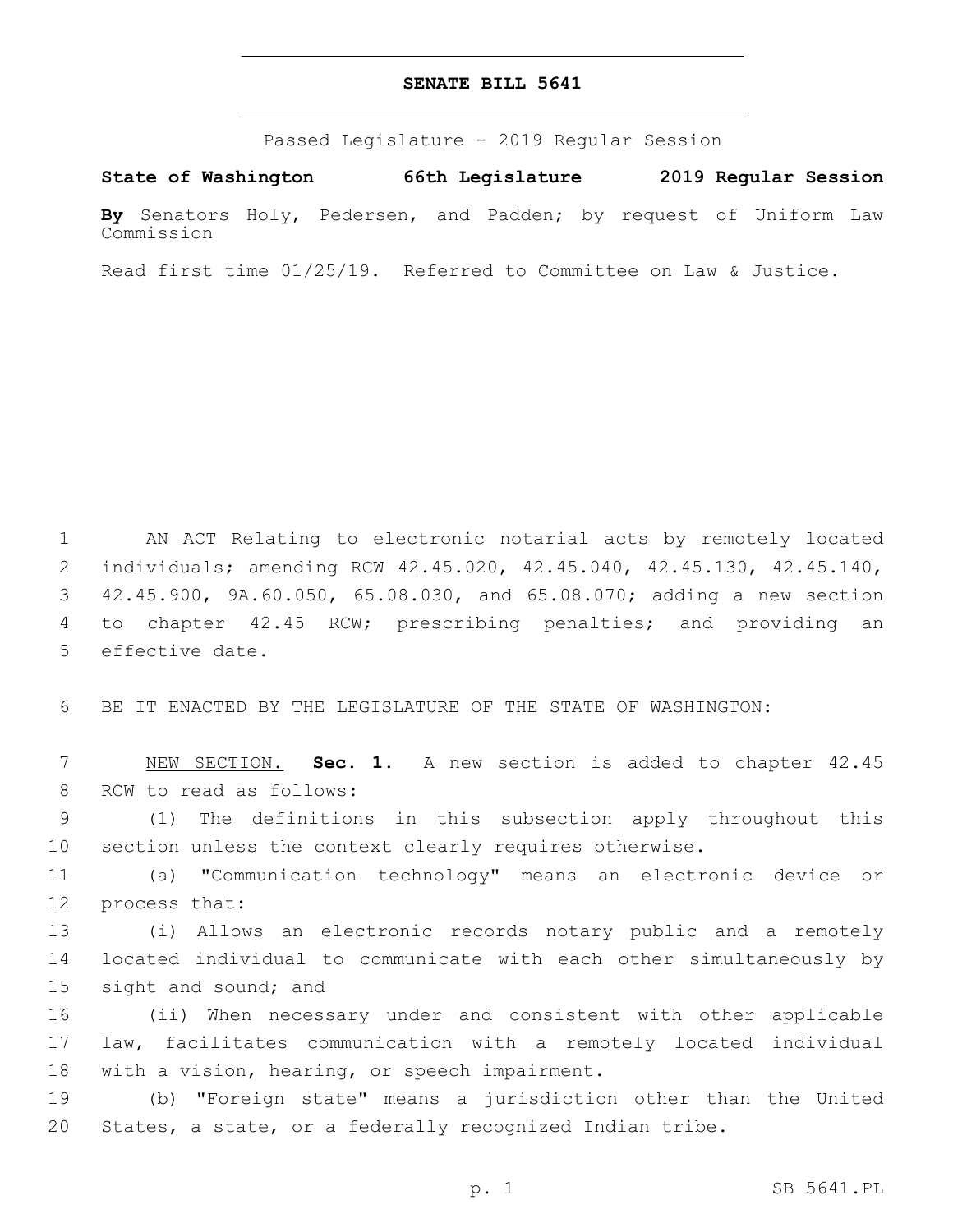# SENATE BILL 5641

Passed Legislature - 2019 Regular Session

**State of Washington 66th Legislature 2019 Regular Session**

**By** Senators Holy, Pedersen, and Padden; by request of Uniform Law Commission

Read first time 01/25/19. Referred to Committee on Law & Justice.

1 AN ACT Relating to electronic notarial acts by remotely located
2 individuals; amending RCW 42.45.020, 42.45.040, 42.45.130, 42.45.140,
3 42.45.900, 9A.60.050, 65.08.030, and 65.08.070; adding a new section
4 to chapter 42.45 RCW; prescribing penalties; and providing an
5 effective date.

6 BE IT ENACTED BY THE LEGISLATURE OF THE STATE OF WASHINGTON:

7 NEW SECTION. **Sec. 1.** A new section is added to chapter 42.45
8 RCW to read as follows:

9 (1) The definitions in this subsection apply throughout this
10 section unless the context clearly requires otherwise.

11 (a) "Communication technology" means an electronic device or
12 process that:

13 (i) Allows an electronic records notary public and a remotely
14 located individual to communicate with each other simultaneously by
15 sight and sound; and

16 (ii) When necessary under and consistent with other applicable
17 law, facilitates communication with a remotely located individual
18 with a vision, hearing, or speech impairment.

19 (b) "Foreign state" means a jurisdiction other than the United
20 States, a state, or a federally recognized Indian tribe.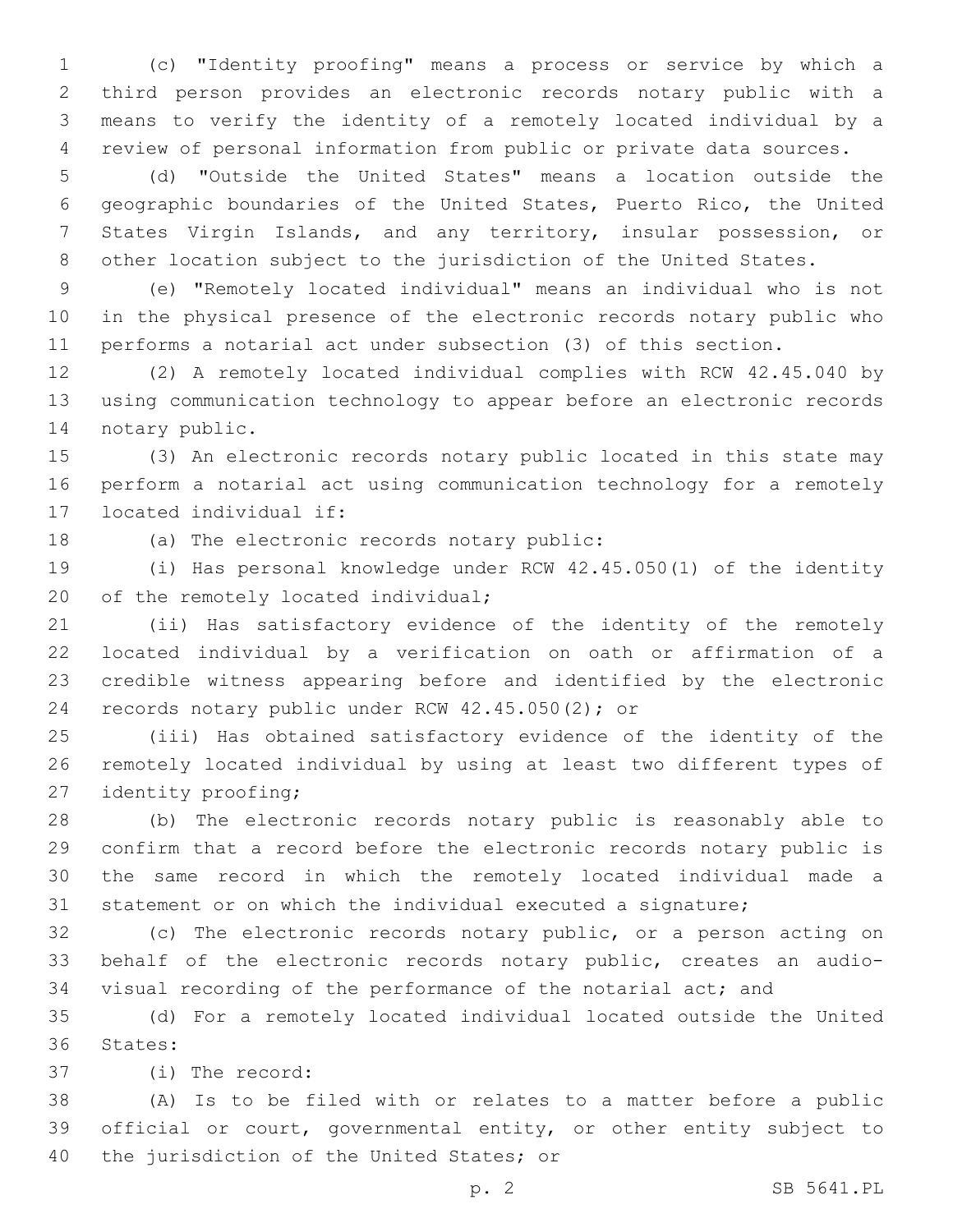(c) "Identity proofing" means a process or service by which a third person provides an electronic records notary public with a means to verify the identity of a remotely located individual by a review of personal information from public or private data sources.

(d) "Outside the United States" means a location outside the geographic boundaries of the United States, Puerto Rico, the United States Virgin Islands, and any territory, insular possession, or other location subject to the jurisdiction of the United States.

(e) "Remotely located individual" means an individual who is not in the physical presence of the electronic records notary public who performs a notarial act under subsection (3) of this section.

(2) A remotely located individual complies with RCW 42.45.040 by using communication technology to appear before an electronic records notary public.

(3) An electronic records notary public located in this state may perform a notarial act using communication technology for a remotely located individual if:

(a) The electronic records notary public:

(i) Has personal knowledge under RCW 42.45.050(1) of the identity of the remotely located individual;

(ii) Has satisfactory evidence of the identity of the remotely located individual by a verification on oath or affirmation of a credible witness appearing before and identified by the electronic records notary public under RCW 42.45.050(2); or

(iii) Has obtained satisfactory evidence of the identity of the remotely located individual by using at least two different types of identity proofing;

(b) The electronic records notary public is reasonably able to confirm that a record before the electronic records notary public is the same record in which the remotely located individual made a statement or on which the individual executed a signature;

(c) The electronic records notary public, or a person acting on behalf of the electronic records notary public, creates an audio-visual recording of the performance of the notarial act; and

(d) For a remotely located individual located outside the United States:

(i) The record:

(A) Is to be filed with or relates to a matter before a public official or court, governmental entity, or other entity subject to the jurisdiction of the United States; or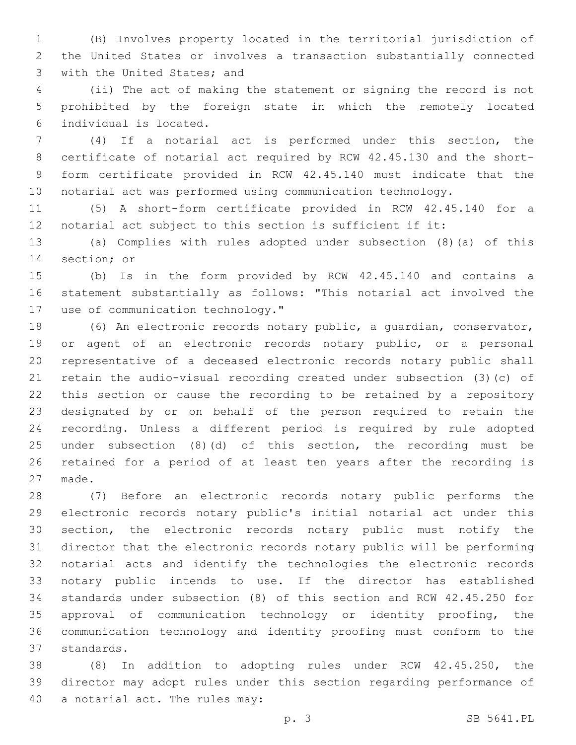(B) Involves property located in the territorial jurisdiction of the United States or involves a transaction substantially connected with the United States; and

(ii) The act of making the statement or signing the record is not prohibited by the foreign state in which the remotely located individual is located.

(4) If a notarial act is performed under this section, the certificate of notarial act required by RCW 42.45.130 and the short-form certificate provided in RCW 42.45.140 must indicate that the notarial act was performed using communication technology.

(5) A short-form certificate provided in RCW 42.45.140 for a notarial act subject to this section is sufficient if it:

(a) Complies with rules adopted under subsection (8)(a) of this section; or

(b) Is in the form provided by RCW 42.45.140 and contains a statement substantially as follows: "This notarial act involved the use of communication technology."

(6) An electronic records notary public, a guardian, conservator, or agent of an electronic records notary public, or a personal representative of a deceased electronic records notary public shall retain the audio-visual recording created under subsection (3)(c) of this section or cause the recording to be retained by a repository designated by or on behalf of the person required to retain the recording. Unless a different period is required by rule adopted under subsection (8)(d) of this section, the recording must be retained for a period of at least ten years after the recording is made.

(7) Before an electronic records notary public performs the electronic records notary public's initial notarial act under this section, the electronic records notary public must notify the director that the electronic records notary public will be performing notarial acts and identify the technologies the electronic records notary public intends to use. If the director has established standards under subsection (8) of this section and RCW 42.45.250 for approval of communication technology or identity proofing, the communication technology and identity proofing must conform to the standards.

(8) In addition to adopting rules under RCW 42.45.250, the director may adopt rules under this section regarding performance of a notarial act. The rules may: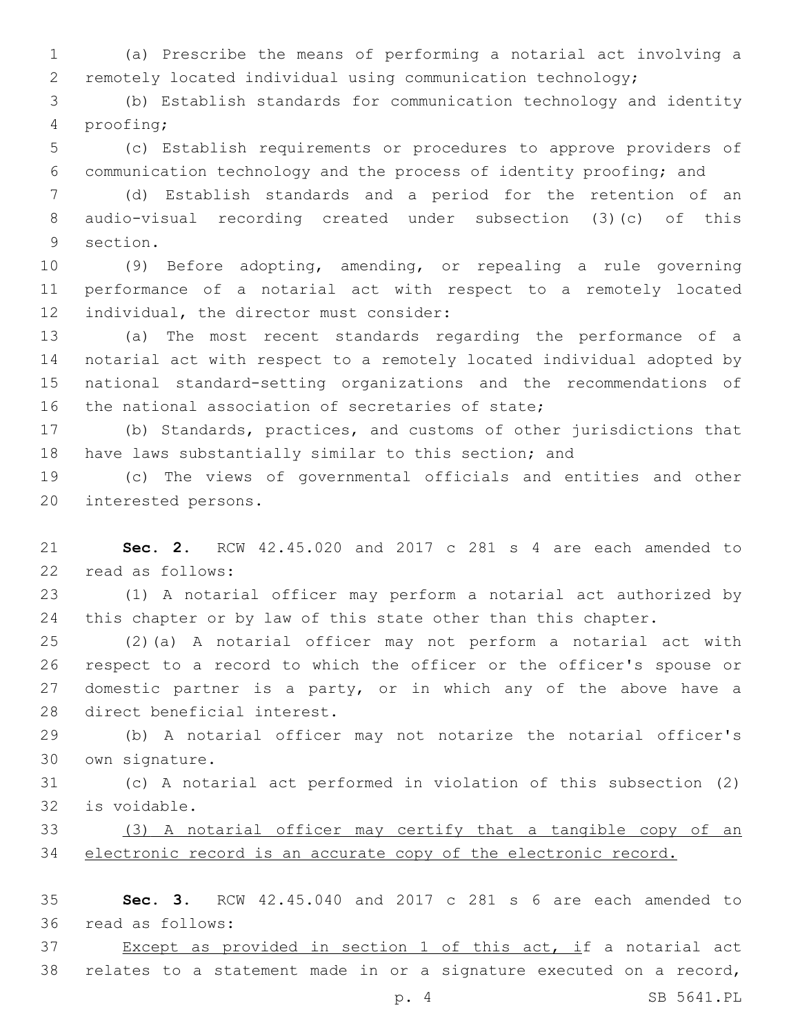(a) Prescribe the means of performing a notarial act involving a remotely located individual using communication technology;

(b) Establish standards for communication technology and identity proofing;

(c) Establish requirements or procedures to approve providers of communication technology and the process of identity proofing; and

(d) Establish standards and a period for the retention of an audio-visual recording created under subsection (3)(c) of this section.

(9) Before adopting, amending, or repealing a rule governing performance of a notarial act with respect to a remotely located individual, the director must consider:

(a) The most recent standards regarding the performance of a notarial act with respect to a remotely located individual adopted by national standard-setting organizations and the recommendations of the national association of secretaries of state;

(b) Standards, practices, and customs of other jurisdictions that have laws substantially similar to this section; and

(c) The views of governmental officials and entities and other interested persons.

**Sec. 2.** RCW 42.45.020 and 2017 c 281 s 4 are each amended to read as follows:

(1) A notarial officer may perform a notarial act authorized by this chapter or by law of this state other than this chapter.

(2)(a) A notarial officer may not perform a notarial act with respect to a record to which the officer or the officer's spouse or domestic partner is a party, or in which any of the above have a direct beneficial interest.

(b) A notarial officer may not notarize the notarial officer's own signature.

(c) A notarial act performed in violation of this subsection (2) is voidable.

<u>(3) A notarial officer may certify that a tangible copy of an electronic record is an accurate copy of the electronic record.</u>

**Sec. 3.** RCW 42.45.040 and 2017 c 281 s 6 are each amended to read as follows:

<u>Except as provided in section 1 of this act, i</u>f a notarial act relates to a statement made in or a signature executed on a record,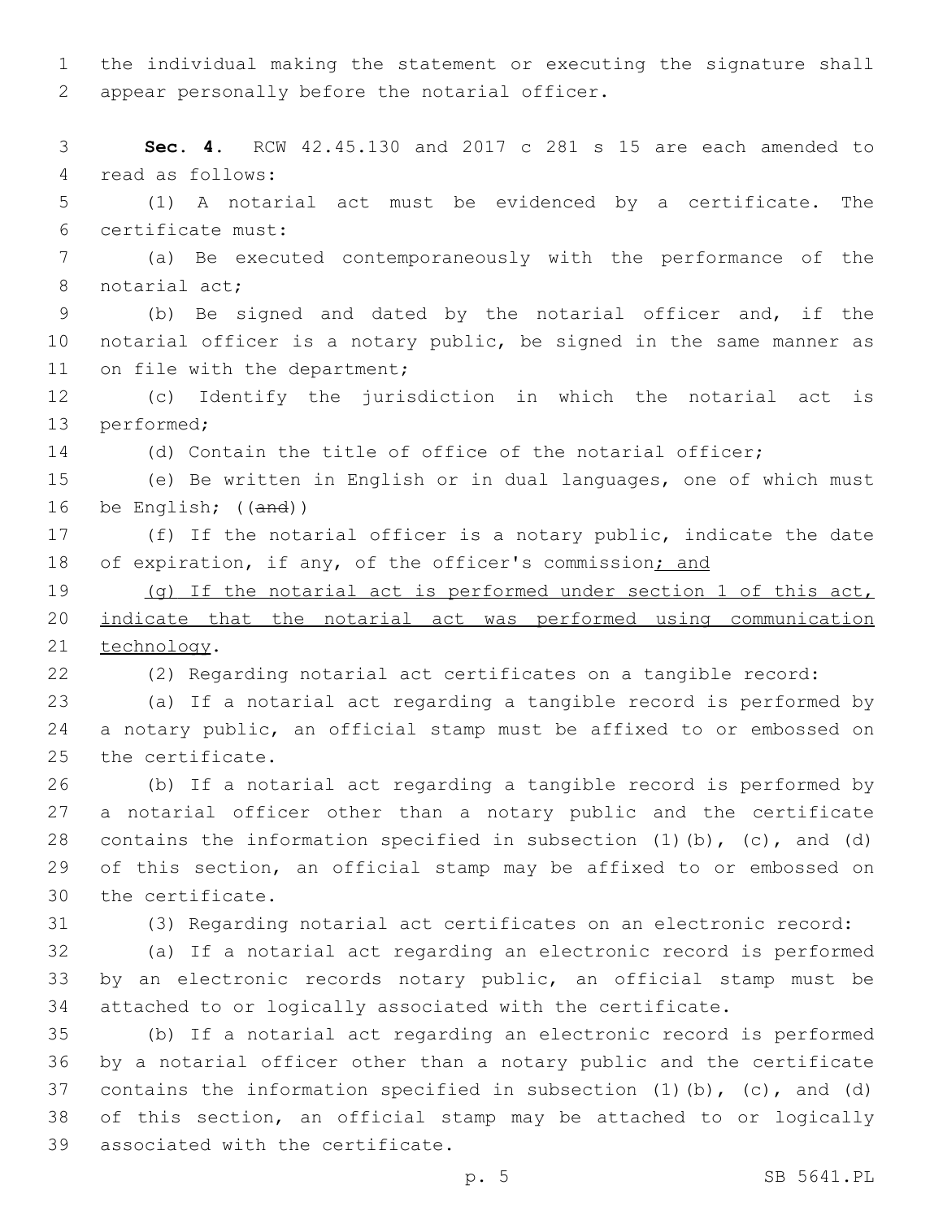the individual making the statement or executing the signature shall appear personally before the notarial officer.

**Sec. 4.** RCW 42.45.130 and 2017 c 281 s 15 are each amended to read as follows:

(1) A notarial act must be evidenced by a certificate. The certificate must:

(a) Be executed contemporaneously with the performance of the notarial act;

(b) Be signed and dated by the notarial officer and, if the notarial officer is a notary public, be signed in the same manner as on file with the department;

(c) Identify the jurisdiction in which the notarial act is performed;

(d) Contain the title of office of the notarial officer;

(e) Be written in English or in dual languages, one of which must be English; ((~~and~~))

(f) If the notarial officer is a notary public, indicate the date of expiration, if any, of the officer's commission<u>; and</u>

<u>(g) If the notarial act is performed under section 1 of this act, indicate that the notarial act was performed using communication technology</u>.

(2) Regarding notarial act certificates on a tangible record:

(a) If a notarial act regarding a tangible record is performed by a notary public, an official stamp must be affixed to or embossed on the certificate.

(b) If a notarial act regarding a tangible record is performed by a notarial officer other than a notary public and the certificate contains the information specified in subsection (1)(b), (c), and (d) of this section, an official stamp may be affixed to or embossed on the certificate.

(3) Regarding notarial act certificates on an electronic record:

(a) If a notarial act regarding an electronic record is performed by an electronic records notary public, an official stamp must be attached to or logically associated with the certificate.

(b) If a notarial act regarding an electronic record is performed by a notarial officer other than a notary public and the certificate contains the information specified in subsection (1)(b), (c), and (d) of this section, an official stamp may be attached to or logically associated with the certificate.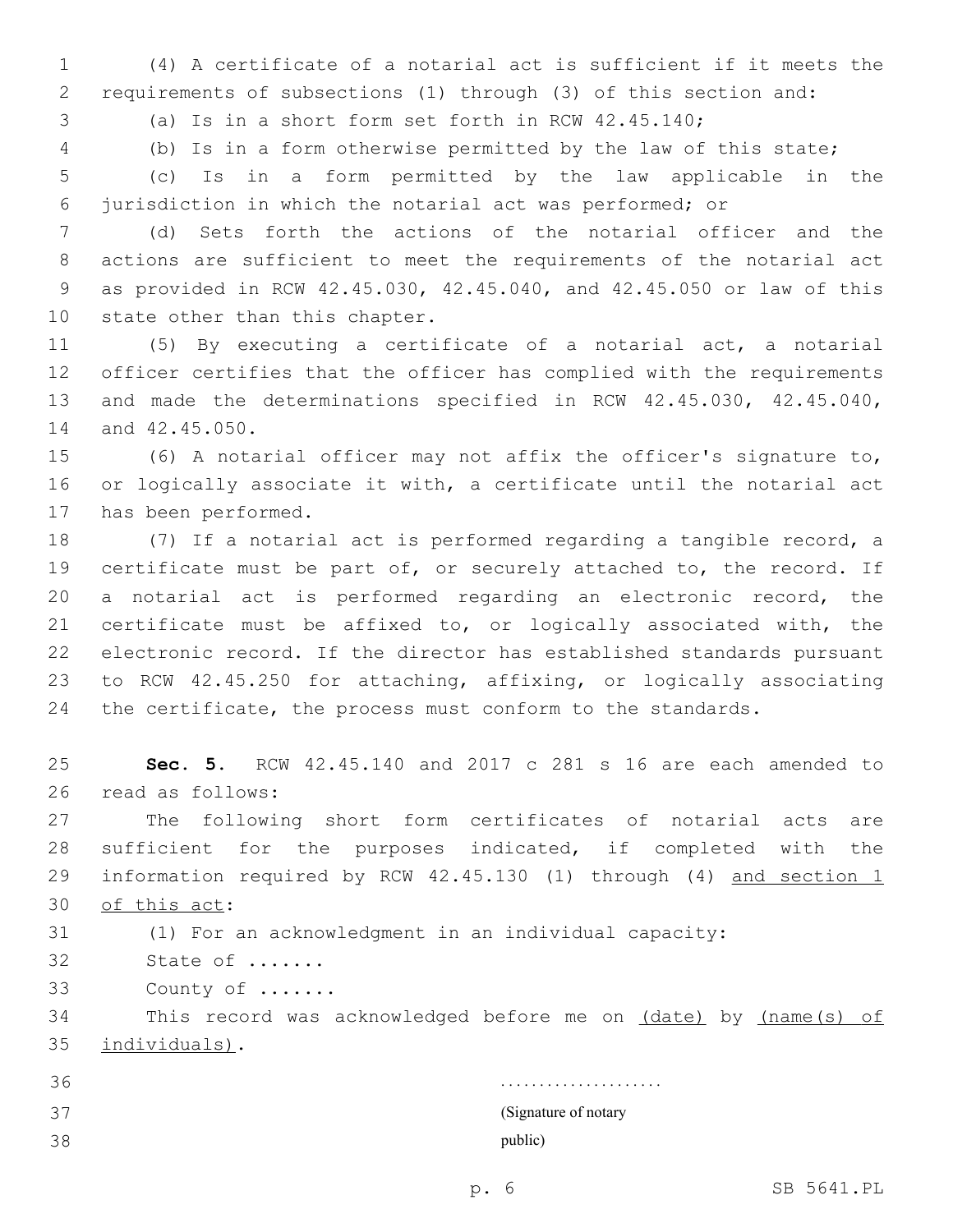(4) A certificate of a notarial act is sufficient if it meets the requirements of subsections (1) through (3) of this section and:

(a) Is in a short form set forth in RCW 42.45.140;

(b) Is in a form otherwise permitted by the law of this state;

(c) Is in a form permitted by the law applicable in the jurisdiction in which the notarial act was performed; or

(d) Sets forth the actions of the notarial officer and the actions are sufficient to meet the requirements of the notarial act as provided in RCW 42.45.030, 42.45.040, and 42.45.050 or law of this state other than this chapter.

(5) By executing a certificate of a notarial act, a notarial officer certifies that the officer has complied with the requirements and made the determinations specified in RCW 42.45.030, 42.45.040, and 42.45.050.

(6) A notarial officer may not affix the officer's signature to, or logically associate it with, a certificate until the notarial act has been performed.

(7) If a notarial act is performed regarding a tangible record, a certificate must be part of, or securely attached to, the record. If a notarial act is performed regarding an electronic record, the certificate must be affixed to, or logically associated with, the electronic record. If the director has established standards pursuant to RCW 42.45.250 for attaching, affixing, or logically associating the certificate, the process must conform to the standards.

**Sec. 5.** RCW 42.45.140 and 2017 c 281 s 16 are each amended to read as follows:

The following short form certificates of notarial acts are sufficient for the purposes indicated, if completed with the information required by RCW 42.45.130 (1) through (4) <u>and section 1 of this act</u>:

(1) For an acknowledgment in an individual capacity:

State of .......

County of .......

This record was acknowledged before me on <u>(date)</u> by <u>(name(s) of individuals)</u>.

.....................

(Signature of notary public)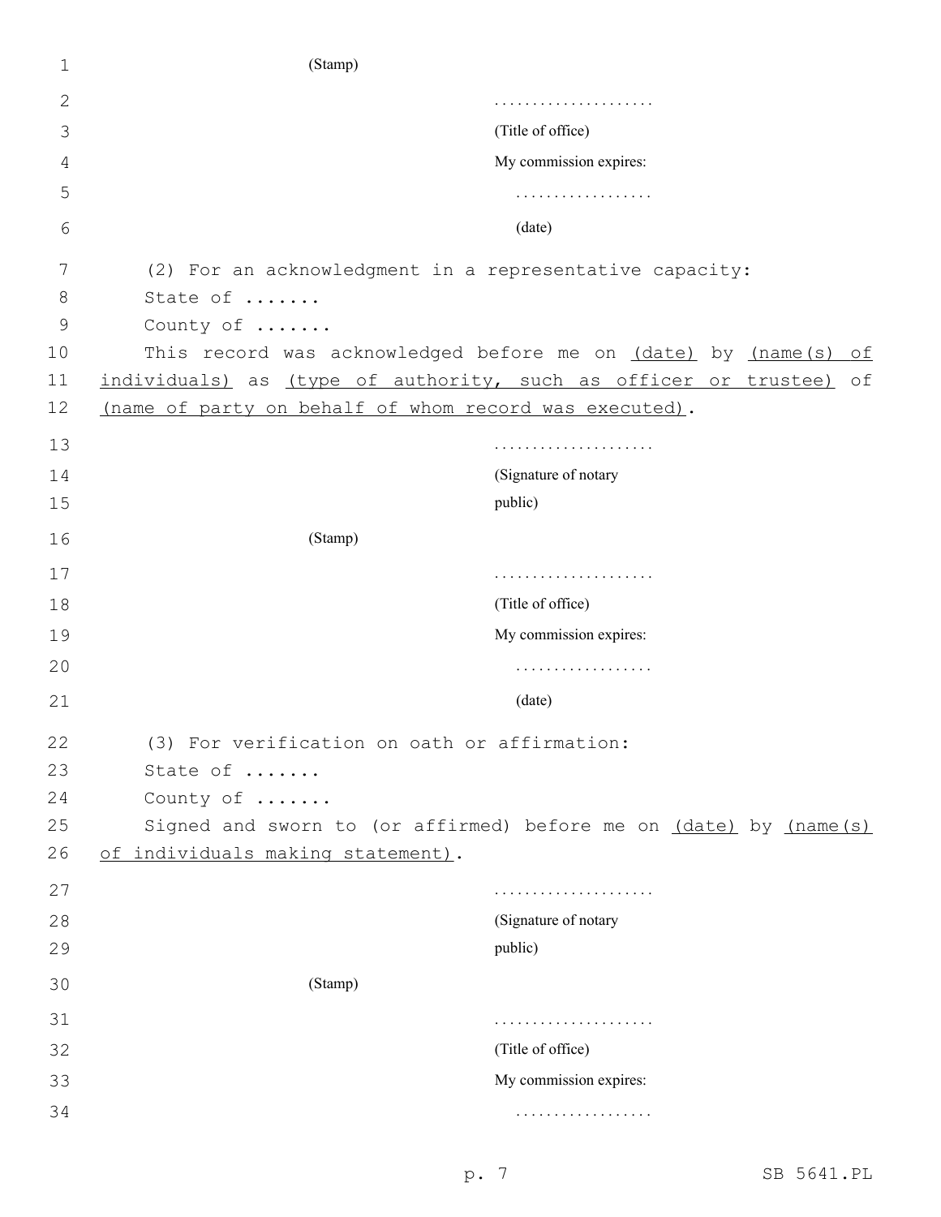(Stamp)

....................

(Title of office)

My commission expires:

.................

(date)

(2) For an acknowledgment in a representative capacity:

State of .......

County of .......

This record was acknowledged before me on (date) by (name(s) of individuals) as (type of authority, such as officer or trustee) of (name of party on behalf of whom record was executed).

....................

(Signature of notary public)

(Stamp)

....................

(Title of office)

My commission expires:

.................

(date)

(3) For verification on oath or affirmation:

State of .......

County of .......

Signed and sworn to (or affirmed) before me on (date) by (name(s) of individuals making statement).

....................

(Signature of notary public)

(Stamp)

....................

(Title of office)

My commission expires:

.................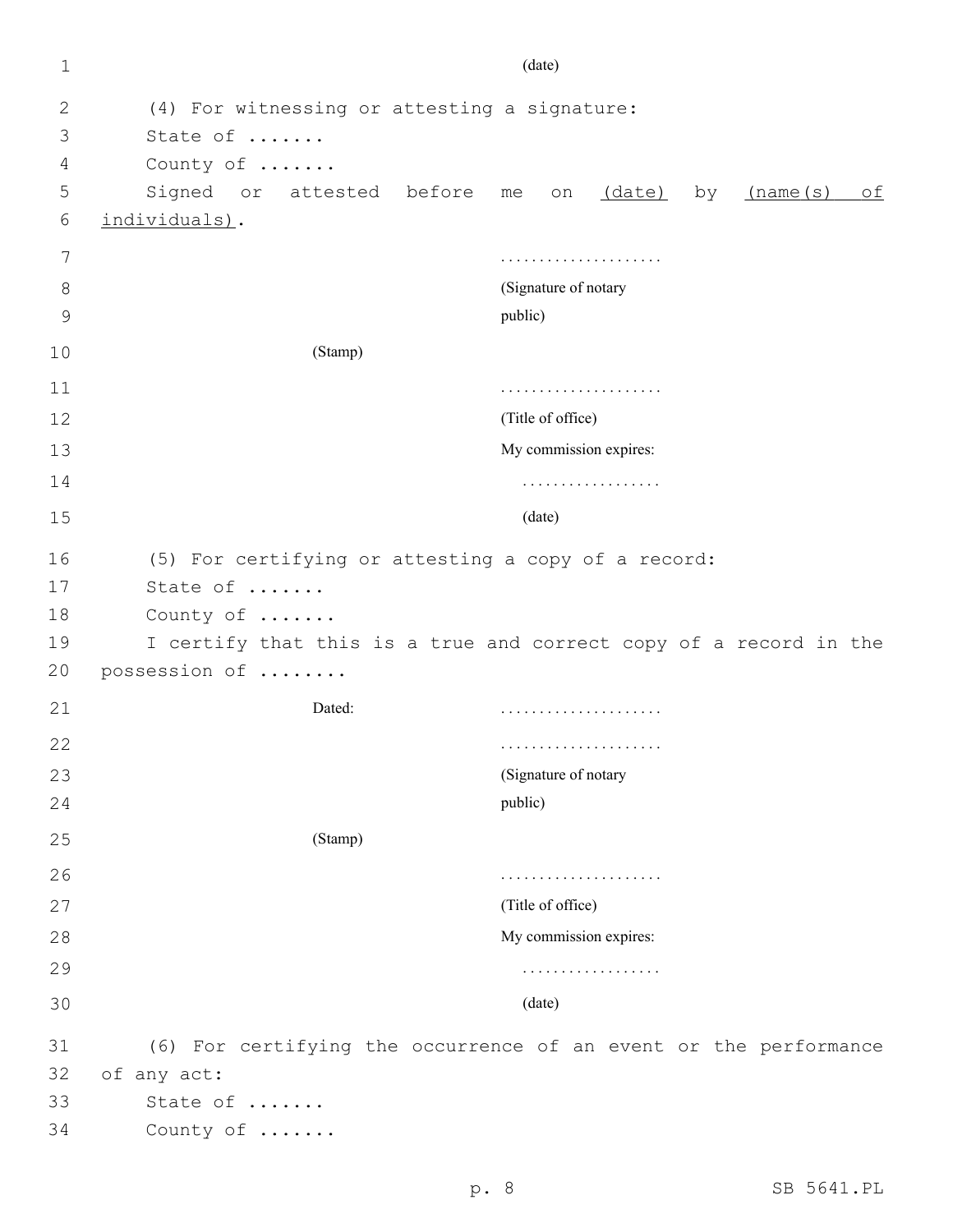(date)

(4) For witnessing or attesting a signature:

State of .......

County of .......

Signed or attested before me on (date) by (name(s) of individuals).

....................

(Signature of notary public)

(Stamp)

....................

(Title of office)

My commission expires:

..................

(date)

(5) For certifying or attesting a copy of a record:

State of .......

County of .......

I certify that this is a true and correct copy of a record in the possession of ........

Dated: ....................

....................

(Signature of notary public)

(Stamp)

....................

(Title of office)

My commission expires:

..................

(date)

(6) For certifying the occurrence of an event or the performance of any act:

State of .......

County of .......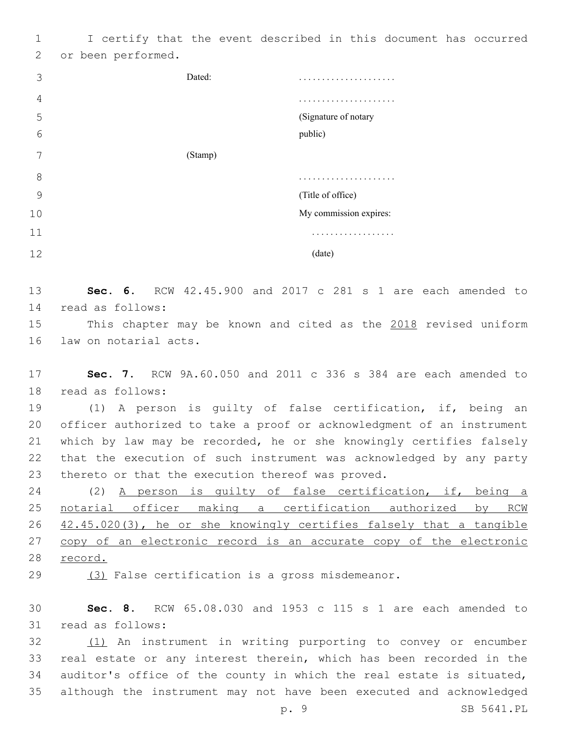I certify that the event described in this document has occurred or been performed.

Dated: .....................

.....................
(Signature of notary public)

(Stamp)

.....................
(Title of office)
My commission expires:
..................
(date)

**Sec. 6.** RCW 42.45.900 and 2017 c 281 s 1 are each amended to read as follows:

This chapter may be known and cited as the 2018 revised uniform law on notarial acts.

**Sec. 7.** RCW 9A.60.050 and 2011 c 336 s 384 are each amended to read as follows:

(1) A person is guilty of false certification, if, being an officer authorized to take a proof or acknowledgment of an instrument which by law may be recorded, he or she knowingly certifies falsely that the execution of such instrument was acknowledged by any party thereto or that the execution thereof was proved.

(2) A person is guilty of false certification, if, being a notarial officer making a certification authorized by RCW 42.45.020(3), he or she knowingly certifies falsely that a tangible copy of an electronic record is an accurate copy of the electronic record.

(3) False certification is a gross misdemeanor.

**Sec. 8.** RCW 65.08.030 and 1953 c 115 s 1 are each amended to read as follows:

(1) An instrument in writing purporting to convey or encumber real estate or any interest therein, which has been recorded in the auditor's office of the county in which the real estate is situated, although the instrument may not have been executed and acknowledged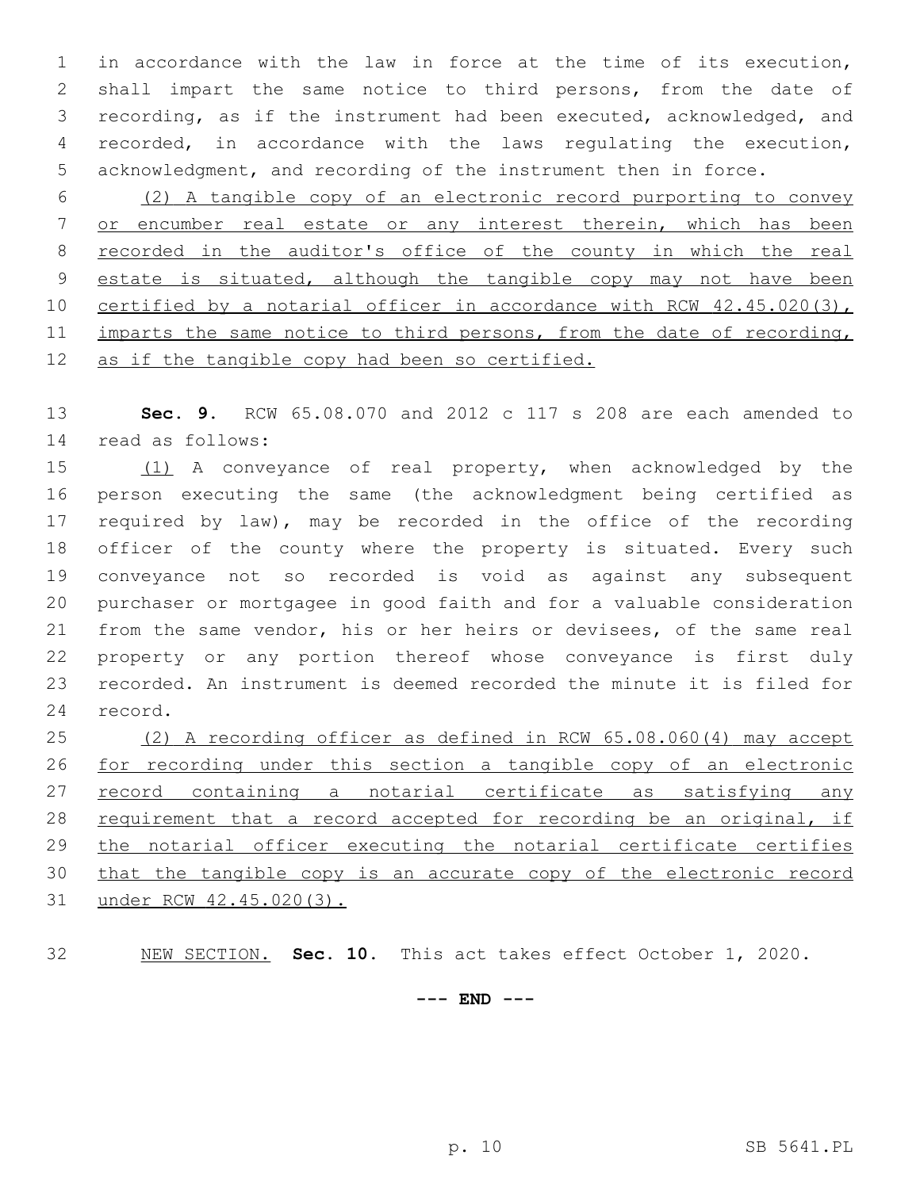in accordance with the law in force at the time of its execution, shall impart the same notice to third persons, from the date of recording, as if the instrument had been executed, acknowledged, and recorded, in accordance with the laws regulating the execution, acknowledgment, and recording of the instrument then in force.

(2) A tangible copy of an electronic record purporting to convey or encumber real estate or any interest therein, which has been recorded in the auditor's office of the county in which the real estate is situated, although the tangible copy may not have been certified by a notarial officer in accordance with RCW 42.45.020(3), imparts the same notice to third persons, from the date of recording, as if the tangible copy had been so certified.

**Sec. 9.** RCW 65.08.070 and 2012 c 117 s 208 are each amended to read as follows:

(1) A conveyance of real property, when acknowledged by the person executing the same (the acknowledgment being certified as required by law), may be recorded in the office of the recording officer of the county where the property is situated. Every such conveyance not so recorded is void as against any subsequent purchaser or mortgagee in good faith and for a valuable consideration from the same vendor, his or her heirs or devisees, of the same real property or any portion thereof whose conveyance is first duly recorded. An instrument is deemed recorded the minute it is filed for record.

(2) A recording officer as defined in RCW 65.08.060(4) may accept for recording under this section a tangible copy of an electronic record containing a notarial certificate as satisfying any requirement that a record accepted for recording be an original, if the notarial officer executing the notarial certificate certifies that the tangible copy is an accurate copy of the electronic record under RCW 42.45.020(3).

NEW SECTION. **Sec. 10.** This act takes effect October 1, 2020.

**--- END ---**